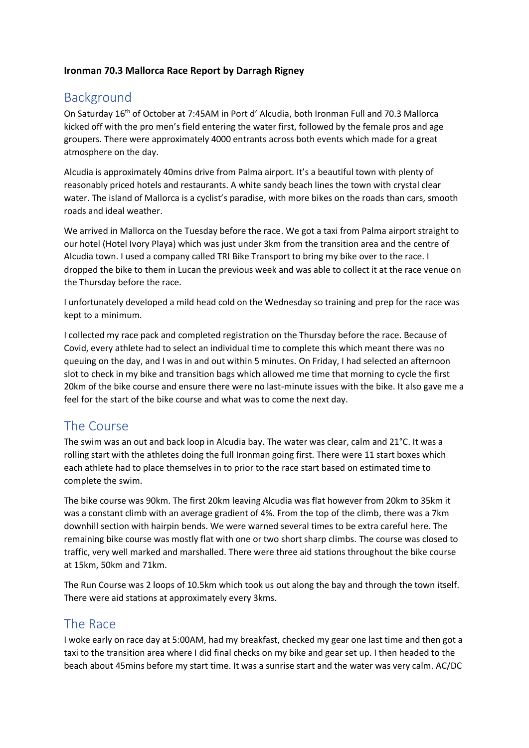**Ironman 70.3 Mallorca Race Report by Darragh Rigney**

## Background

On Saturday 16th of October at 7:45AM in Port d' Alcudia, both Ironman Full and 70.3 Mallorca kicked off with the pro men's field entering the water first, followed by the female pros and age groupers. There were approximately 4000 entrants across both events which made for a great atmosphere on the day.

Alcudia is approximately 40mins drive from Palma airport. It's a beautiful town with plenty of reasonably priced hotels and restaurants. A white sandy beach lines the town with crystal clear water. The island of Mallorca is a cyclist's paradise, with more bikes on the roads than cars, smooth roads and ideal weather.

We arrived in Mallorca on the Tuesday before the race. We got a taxi from Palma airport straight to our hotel (Hotel Ivory Playa) which was just under 3km from the transition area and the centre of Alcudia town. I used a company called TRI Bike Transport to bring my bike over to the race. I dropped the bike to them in Lucan the previous week and was able to collect it at the race venue on the Thursday before the race.

I unfortunately developed a mild head cold on the Wednesday so training and prep for the race was kept to a minimum.

I collected my race pack and completed registration on the Thursday before the race. Because of Covid, every athlete had to select an individual time to complete this which meant there was no queuing on the day, and I was in and out within 5 minutes. On Friday, I had selected an afternoon slot to check in my bike and transition bags which allowed me time that morning to cycle the first 20km of the bike course and ensure there were no last-minute issues with the bike. It also gave me a feel for the start of the bike course and what was to come the next day.

## The Course

The swim was an out and back loop in Alcudia bay. The water was clear, calm and 21°C. It was a rolling start with the athletes doing the full Ironman going first. There were 11 start boxes which each athlete had to place themselves in to prior to the race start based on estimated time to complete the swim.

The bike course was 90km. The first 20km leaving Alcudia was flat however from 20km to 35km it was a constant climb with an average gradient of 4%. From the top of the climb, there was a 7km downhill section with hairpin bends. We were warned several times to be extra careful here. The remaining bike course was mostly flat with one or two short sharp climbs. The course was closed to traffic, very well marked and marshalled. There were three aid stations throughout the bike course at 15km, 50km and 71km.

The Run Course was 2 loops of 10.5km which took us out along the bay and through the town itself. There were aid stations at approximately every 3kms.

## The Race

I woke early on race day at 5:00AM, had my breakfast, checked my gear one last time and then got a taxi to the transition area where I did final checks on my bike and gear set up. I then headed to the beach about 45mins before my start time. It was a sunrise start and the water was very calm. AC/DC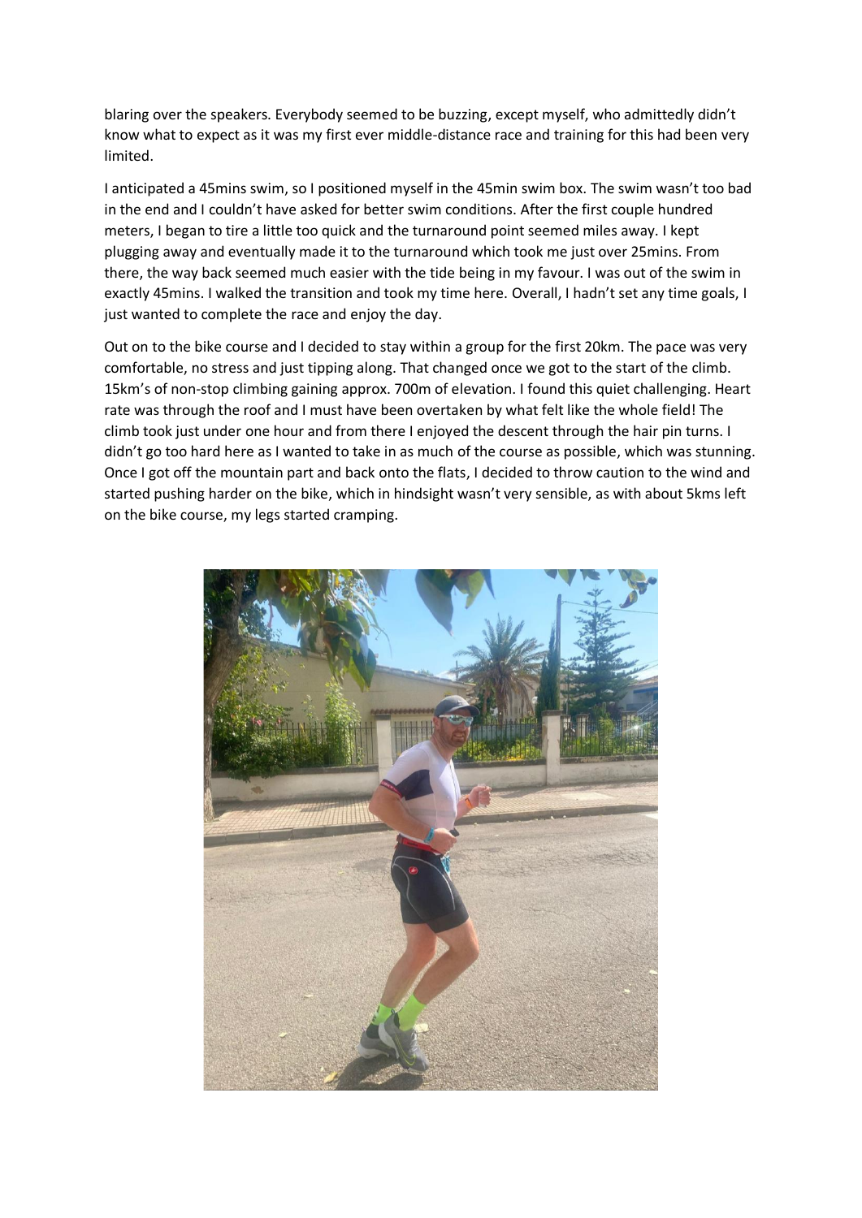blaring over the speakers. Everybody seemed to be buzzing, except myself, who admittedly didn't know what to expect as it was my first ever middle-distance race and training for this had been very limited.

I anticipated a 45mins swim, so I positioned myself in the 45min swim box. The swim wasn't too bad in the end and I couldn't have asked for better swim conditions. After the first couple hundred meters, I began to tire a little too quick and the turnaround point seemed miles away. I kept plugging away and eventually made it to the turnaround which took me just over 25mins. From there, the way back seemed much easier with the tide being in my favour. I was out of the swim in exactly 45mins. I walked the transition and took my time here. Overall, I hadn't set any time goals, I just wanted to complete the race and enjoy the day.

Out on to the bike course and I decided to stay within a group for the first 20km. The pace was very comfortable, no stress and just tipping along. That changed once we got to the start of the climb. 15km's of non-stop climbing gaining approx. 700m of elevation. I found this quiet challenging. Heart rate was through the roof and I must have been overtaken by what felt like the whole field! The climb took just under one hour and from there I enjoyed the descent through the hair pin turns. I didn't go too hard here as I wanted to take in as much of the course as possible, which was stunning. Once I got off the mountain part and back onto the flats, I decided to throw caution to the wind and started pushing harder on the bike, which in hindsight wasn't very sensible, as with about 5kms left on the bike course, my legs started cramping.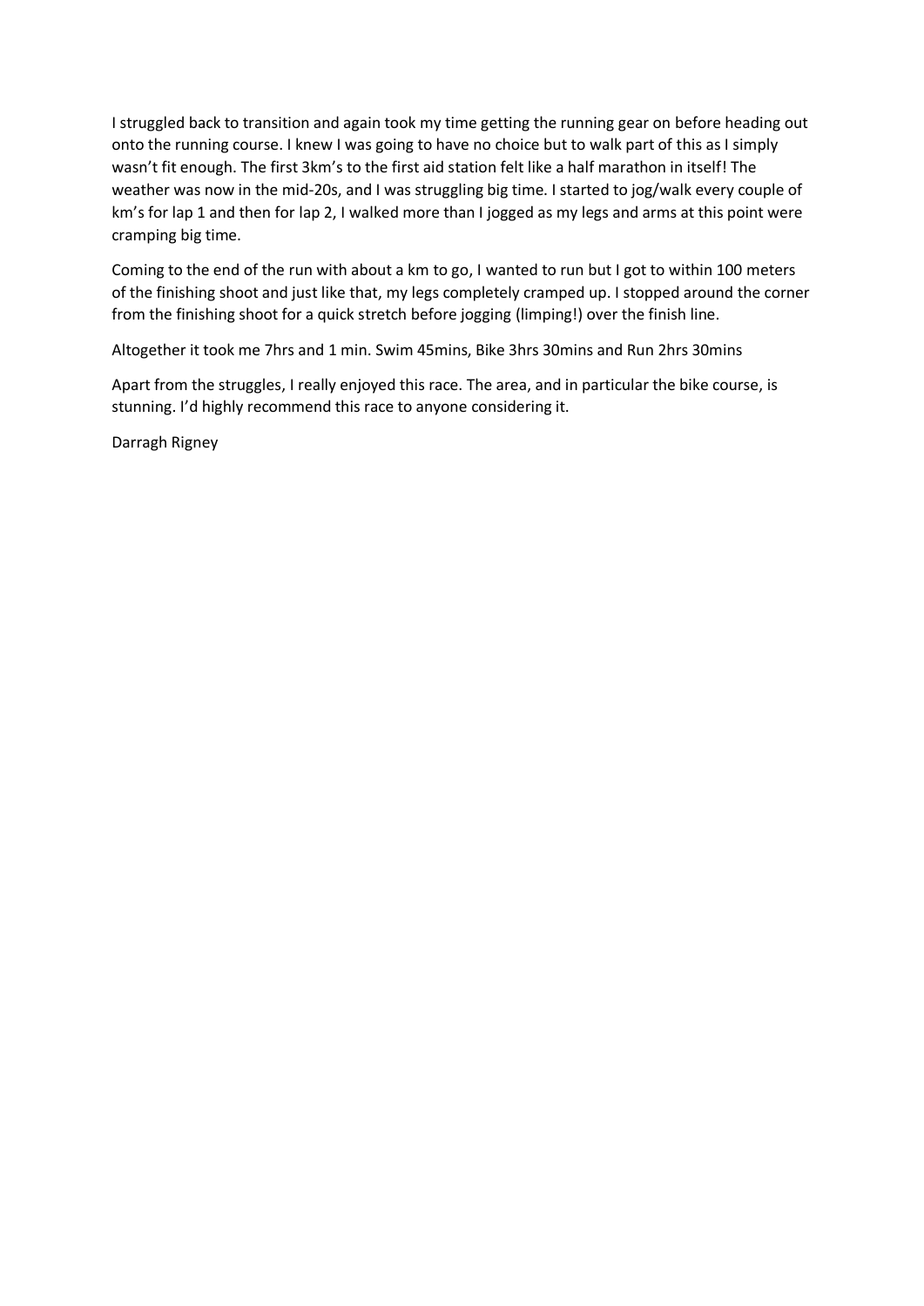I struggled back to transition and again took my time getting the running gear on before heading out onto the running course. I knew I was going to have no choice but to walk part of this as I simply wasn't fit enough. The first 3km's to the first aid station felt like a half marathon in itself! The weather was now in the mid-20s, and I was struggling big time. I started to jog/walk every couple of km's for lap 1 and then for lap 2, I walked more than I jogged as my legs and arms at this point were cramping big time.

Coming to the end of the run with about a km to go, I wanted to run but I got to within 100 meters of the finishing shoot and just like that, my legs completely cramped up. I stopped around the corner from the finishing shoot for a quick stretch before jogging (limping!) over the finish line.

Altogether it took me 7hrs and 1 min. Swim 45mins, Bike 3hrs 30mins and Run 2hrs 30mins

Apart from the struggles, I really enjoyed this race. The area, and in particular the bike course, is stunning. I'd highly recommend this race to anyone considering it.

Darragh Rigney